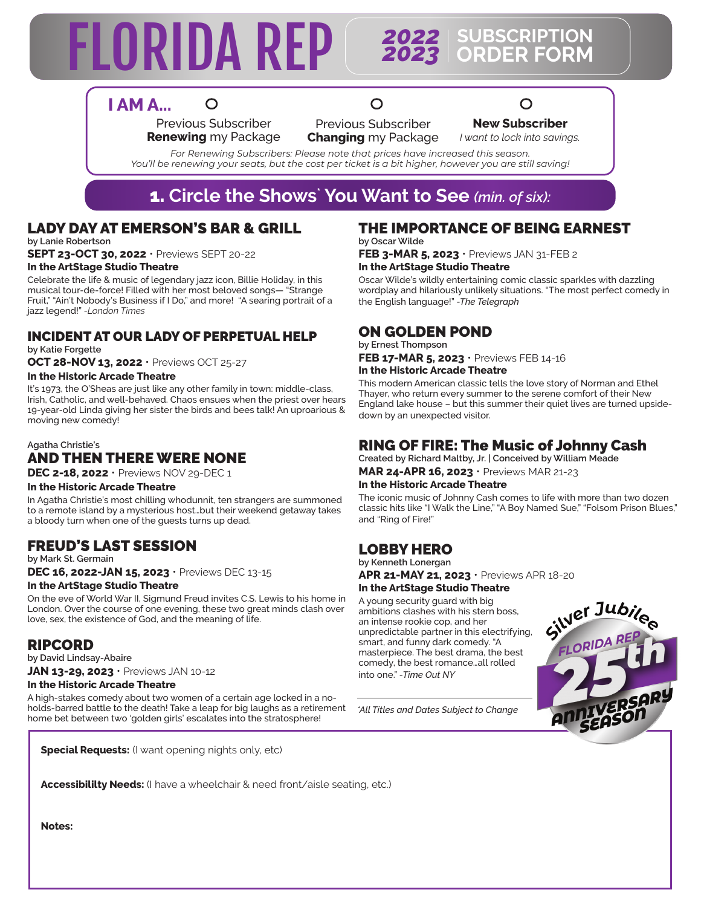# FLORIDA REP

## 2022 2023 | SUBSCRIPTION ORDER FORM

**I AM A...**

- ○ Previous Subscriber **Renewing** my Package
- ○ Previous Subscriber **Changing** my Package
- ○ **New Subscriber** *I want to lock into savings.*

*For Renewing Subscribers: Please note that prices have increased this season. You'll be renewing your seats, but the cost per ticket is a bit higher, however you are still saving!*

## 1. Circle the Shows* You Want to See *(min. of six)*:

### LADY DAY AT EMERSON'S BAR & GRILL

by Lanie Robertson

**SEPT 23-OCT 30, 2022** · Previews SEPT 20-22

**In the ArtStage Studio Theatre**

Celebrate the life & music of legendary jazz icon, Billie Holiday, in this musical tour-de-force! Filled with her most beloved songs— "Strange Fruit," "Ain't Nobody's Business if I Do," and more! "A searing portrait of a jazz legend!" *-London Times*

### INCIDENT AT OUR LADY OF PERPETUAL HELP

by Katie Forgette

**OCT 28-NOV 13, 2022** · Previews OCT 25-27

**In the Historic Arcade Theatre**

It's 1973, the O'Sheas are just like any other family in town: middle-class, Irish, Catholic, and well-behaved. Chaos ensues when the priest over hears 19-year-old Linda giving her sister the birds and bees talk! An uproarious & moving new comedy!

Agatha Christie's

### AND THEN THERE WERE NONE

**DEC 2-18, 2022** · Previews NOV 29-DEC 1

**In the Historic Arcade Theatre**

In Agatha Christie's most chilling whodunnit, ten strangers are summoned to a remote island by a mysterious host...but their weekend getaway takes a bloody turn when one of the guests turns up dead.

### FREUD'S LAST SESSION

by Mark St. Germain

**DEC 16, 2022-JAN 15, 2023** · Previews DEC 13-15

**In the ArtStage Studio Theatre**

On the eve of World War II, Sigmund Freud invites C.S. Lewis to his home in London. Over the course of one evening, these two great minds clash over love, sex, the existence of God, and the meaning of life.

### RIPCORD

by David Lindsay-Abaire

**JAN 13-29, 2023** · Previews JAN 10-12

**In the Historic Arcade Theatre**

A high-stakes comedy about two women of a certain age locked in a no-holds-barred battle to the death! Take a leap for big laughs as a retirement home bet between two 'golden girls' escalates into the stratosphere!

### THE IMPORTANCE OF BEING EARNEST

by Oscar Wilde

**FEB 3-MAR 5, 2023** · Previews JAN 31-FEB 2

**In the ArtStage Studio Theatre**

Oscar Wilde's wildly entertaining comic classic sparkles with dazzling wordplay and hilariously unlikely situations. "The most perfect comedy in the English language!" *-The Telegraph*

### ON GOLDEN POND

by Ernest Thompson

**FEB 17-MAR 5, 2023** · Previews FEB 14-16

**In the Historic Arcade Theatre**

This modern American classic tells the love story of Norman and Ethel Thayer, who return every summer to the serene comfort of their New England lake house – but this summer their quiet lives are turned upside-down by an unexpected visitor.

### RING OF FIRE: The Music of Johnny Cash

Created by Richard Maltby, Jr. | Conceived by William Meade

**MAR 24-APR 16, 2023** · Previews MAR 21-23

**In the Historic Arcade Theatre**

The iconic music of Johnny Cash comes to life with more than two dozen classic hits like "I Walk the Line," "A Boy Named Sue," "Folsom Prison Blues," and "Ring of Fire!"

### LOBBY HERO

by Kenneth Lonergan

**APR 21-MAY 21, 2023** · Previews APR 18-20

**In the ArtStage Studio Theatre**

A young security guard with big ambitions clashes with his stern boss, an intense rookie cop, and her unpredictable partner in this electrifying, smart, and funny dark comedy. "A masterpiece. The best drama, the best comedy, the best romance...all rolled into one." *-Time Out NY*

*\*All Titles and Dates Subject to Change*

Silver Jubilee FLORIDA REP 25th ANNIVERSARY SEASON

**Special Requests:** (I want opening nights only, etc)

**Accessibililty Needs:** (I have a wheelchair & need front/aisle seating, etc.)

**Notes:**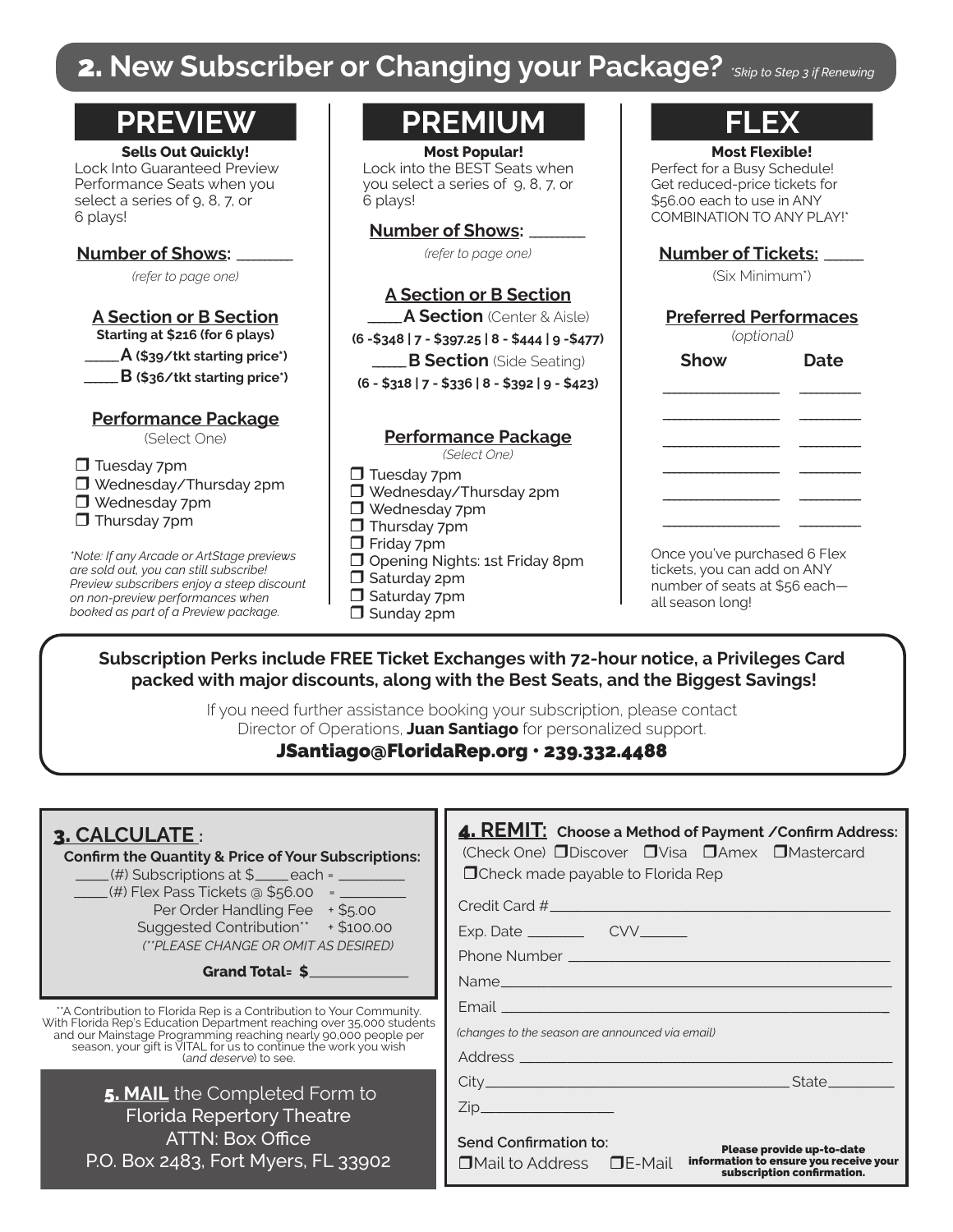## 2. New Subscriber or Changing your Package? *\*Skip to Step 3 if Renewing*

### PREVIEW

**Sells Out Quickly!**
Lock Into Guaranteed Preview Performance Seats when you select a series of 9, 8, 7, or 6 plays!

**Number of Shows:** ______

*(refer to page one)*

**A Section or B Section**
**Starting at $216 (for 6 plays)**

____**A** **($39/tkt starting price\*)**
____**B** **($36/tkt starting price\*)**

**Performance Package**
(Select One)

- ❒ Tuesday 7pm
- ❒ Wednesday/Thursday 2pm
- ❒ Wednesday 7pm
- ❒ Thursday 7pm

*\*Note: If any Arcade or ArtStage previews are sold out, you can still subscribe! Preview subscribers enjoy a steep discount on non-preview performances when booked as part of a Preview package.*

### PREMIUM

**Most Popular!**
Lock into the BEST Seats when you select a series of 9, 8, 7, or 6 plays!

**Number of Shows:** ______

*(refer to page one)*

**A Section or B Section**

____**A Section** (Center & Aisle)
**(6 -$348 | 7 - $397.25 | 8 - $444 | 9 -$477)**

____**B Section** (Side Seating)
**(6 - $318 | 7 - $336 | 8 - $392 | 9 - $423)**

**Performance Package**
*(Select One)*

- ❒ Tuesday 7pm
- ❒ Wednesday/Thursday 2pm
- ❒ Wednesday 7pm
- ❒ Thursday 7pm
- ❒ Friday 7pm
- ❒ Opening Nights: 1st Friday 8pm
- ❒ Saturday 2pm
- ❒ Saturday 7pm
- ❒ Sunday 2pm

### FLEX

**Most Flexible!**
Perfect for a Busy Schedule! Get reduced-price tickets for $56.00 each to use in ANY COMBINATION TO ANY PLAY!\*

**Number of Tickets:** _____

(Six Minimum\*)

**Preferred Performaces**
*(optional)*

| Show | Date |
|---|---|
| ______________ | ________ |
| ______________ | ________ |
| ______________ | ________ |
| ______________ | ________ |
| ______________ | ________ |
| ______________ | ________ |

Once you've purchased 6 Flex tickets, you can add on ANY number of seats at $56 each—all season long!

**Subscription Perks include FREE Ticket Exchanges with 72-hour notice, a Privileges Card packed with major discounts, along with the Best Seats, and the Biggest Savings!**

If you need further assistance booking your subscription, please contact Director of Operations, **Juan Santiago** for personalized support.

**JSantiago@FloridaRep.org · 239.332.4488**

## 3. CALCULATE :

**Confirm the Quantity & Price of Your Subscriptions:**

____(#) Subscriptions at $____each = ________
____(#) Flex Pass Tickets @ $56.00 = ________
Per Order Handling Fee + $5.00
Suggested Contribution\*\* + $100.00
*(\*\*PLEASE CHANGE OR OMIT AS DESIRED)*

**Grand Total= $**____________

\*\*A Contribution to Florida Rep is a Contribution to Your Community. With Florida Rep's Education Department reaching over 35,000 students and our Mainstage Programming reaching nearly 90,000 people per season, your gift is VITAL for us to continue the work you wish (*and deserve*) to see.

## 4. REMIT: **Choose a Method of Payment /Confirm Address:**

(Check One) ❒Discover ❒Visa ❒Amex ❒Mastercard
❒Check made payable to Florida Rep

Credit Card #________________________________________

Exp. Date _______ CVV______

Phone Number ________________________________________

Name________________________________________

Email ________________________________________

*(changes to the season are announced via email)*

Address ________________________________________

City________________________________State________

Zip________________

**Send Confirmation to:**
❒Mail to Address ❒E-Mail

**Please provide up-to-date information to ensure you receive your subscription confirmation.**

## 5. MAIL the Completed Form to

Florida Repertory Theatre
ATTN: Box Office
P.O. Box 2483, Fort Myers, FL 33902